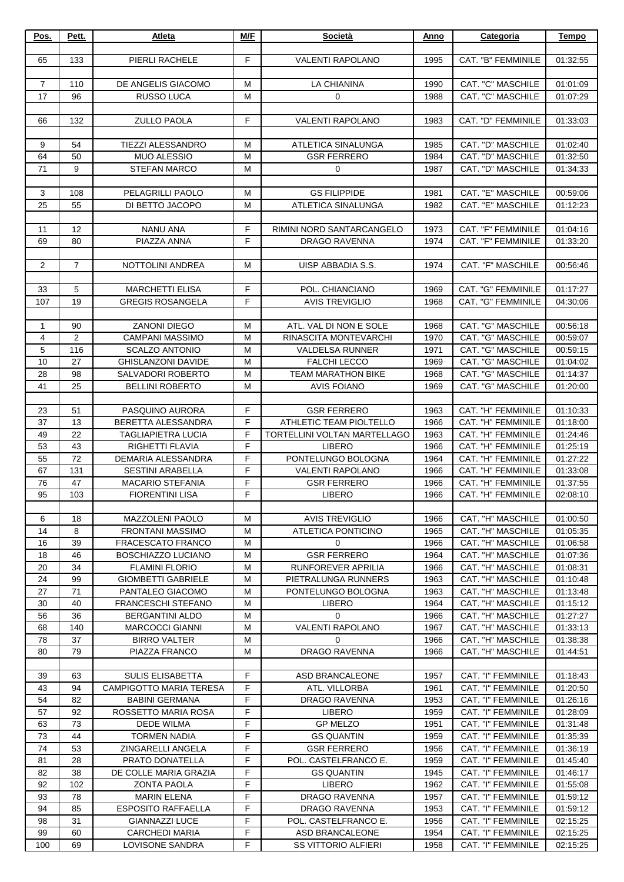| Pos. | Pett. | Atleta | M/F | Società | Anno | Categoria | Tempo |
|---|---|---|---|---|---|---|---|
| | | | | | | | |
| 65 | 133 | PIERLI RACHELE | F | VALENTI RAPOLANO | 1995 | CAT. "B" FEMMINILE | 01:32:55 |
| | | | | | | | |
| 7 | 110 | DE ANGELIS GIACOMO | M | LA CHIANINA | 1990 | CAT. "C" MASCHILE | 01:01:09 |
| 17 | 96 | RUSSO LUCA | M | 0 | 1988 | CAT. "C" MASCHILE | 01:07:29 |
| | | | | | | | |
| 66 | 132 | ZULLO PAOLA | F | VALENTI RAPOLANO | 1983 | CAT. "D" FEMMINILE | 01:33:03 |
| | | | | | | | |
| 9 | 54 | TIEZZI ALESSANDRO | M | ATLETICA SINALUNGA | 1985 | CAT. "D" MASCHILE | 01:02:40 |
| 64 | 50 | MUO ALESSIO | M | GSR FERRERO | 1984 | CAT. "D" MASCHILE | 01:32:50 |
| 71 | 9 | STEFAN MARCO | M | 0 | 1987 | CAT. "D" MASCHILE | 01:34:33 |
| | | | | | | | |
| 3 | 108 | PELAGRILLI PAOLO | M | GS FILIPPIDE | 1981 | CAT. "E" MASCHILE | 00:59:06 |
| 25 | 55 | DI BETTO JACOPO | M | ATLETICA SINALUNGA | 1982 | CAT. "E" MASCHILE | 01:12:23 |
| | | | | | | | |
| 11 | 12 | NANU ANA | F | RIMINI NORD SANTARCANGELO | 1973 | CAT. "F" FEMMINILE | 01:04:16 |
| 69 | 80 | PIAZZA ANNA | F | DRAGO RAVENNA | 1974 | CAT. "F" FEMMINILE | 01:33:20 |
| | | | | | | | |
| 2 | 7 | NOTTOLINI ANDREA | M | UISP ABBADIA S.S. | 1974 | CAT. "F" MASCHILE | 00:56:46 |
| | | | | | | | |
| 33 | 5 | MARCHETTI ELISA | F | POL. CHIANCIANO | 1969 | CAT. "G" FEMMINILE | 01:17:27 |
| 107 | 19 | GREGIS ROSANGELA | F | AVIS TREVIGLIO | 1968 | CAT. "G" FEMMINILE | 04:30:06 |
| | | | | | | | |
| 1 | 90 | ZANONI DIEGO | M | ATL. VAL DI NON E SOLE | 1968 | CAT. "G" MASCHILE | 00:56:18 |
| 4 | 2 | CAMPANI MASSIMO | M | RINASCITA MONTEVARCHI | 1970 | CAT. "G" MASCHILE | 00:59:07 |
| 5 | 116 | SCALZO ANTONIO | M | VALDELSA RUNNER | 1971 | CAT. "G" MASCHILE | 00:59:15 |
| 10 | 27 | GHISLANZONI DAVIDE | M | FALCHI LECCO | 1969 | CAT. "G" MASCHILE | 01:04:02 |
| 28 | 98 | SALVADORI ROBERTO | M | TEAM MARATHON BIKE | 1968 | CAT. "G" MASCHILE | 01:14:37 |
| 41 | 25 | BELLINI ROBERTO | M | AVIS FOIANO | 1969 | CAT. "G" MASCHILE | 01:20:00 |
| | | | | | | | |
| 23 | 51 | PASQUINO AURORA | F | GSR FERRERO | 1963 | CAT. "H" FEMMINILE | 01:10:33 |
| 37 | 13 | BERETTA ALESSANDRA | F | ATHLETIC TEAM PIOLTELLO | 1966 | CAT. "H" FEMMINILE | 01:18:00 |
| 49 | 22 | TAGLIAPIETRA LUCIA | F | TORTELLINI VOLTAN MARTELLAGO | 1963 | CAT. "H" FEMMINILE | 01:24:46 |
| 53 | 43 | RIGHETTI FLAVIA | F | LIBERO | 1966 | CAT. "H" FEMMINILE | 01:25:19 |
| 55 | 72 | DEMARIA ALESSANDRA | F | PONTELUNGO BOLOGNA | 1964 | CAT. "H" FEMMINILE | 01:27:22 |
| 67 | 131 | SESTINI ARABELLA | F | VALENTI RAPOLANO | 1966 | CAT. "H" FEMMINILE | 01:33:08 |
| 76 | 47 | MACARIO STEFANIA | F | GSR FERRERO | 1966 | CAT. "H" FEMMINILE | 01:37:55 |
| 95 | 103 | FIORENTINI LISA | F | LIBERO | 1966 | CAT. "H" FEMMINILE | 02:08:10 |
| | | | | | | | |
| 6 | 18 | MAZZOLENI PAOLO | M | AVIS TREVIGLIO | 1966 | CAT. "H" MASCHILE | 01:00:50 |
| 14 | 8 | FRONTANI MASSIMO | M | ATLETICA PONTICINO | 1965 | CAT. "H" MASCHILE | 01:05:35 |
| 16 | 39 | FRACESCATO FRANCO | M | 0 | 1966 | CAT. "H" MASCHILE | 01:06:58 |
| 18 | 46 | BOSCHIAZZO LUCIANO | M | GSR FERRERO | 1964 | CAT. "H" MASCHILE | 01:07:36 |
| 20 | 34 | FLAMINI FLORIO | M | RUNFOREVER APRILIA | 1966 | CAT. "H" MASCHILE | 01:08:31 |
| 24 | 99 | GIOMBETTI GABRIELE | M | PIETRALUNGA RUNNERS | 1963 | CAT. "H" MASCHILE | 01:10:48 |
| 27 | 71 | PANTALEO GIACOMO | M | PONTELUNGO BOLOGNA | 1963 | CAT. "H" MASCHILE | 01:13:48 |
| 30 | 40 | FRANCESCHI STEFANO | M | LIBERO | 1964 | CAT. "H" MASCHILE | 01:15:12 |
| 56 | 36 | BERGANTINI ALDO | M | 0 | 1966 | CAT. "H" MASCHILE | 01:27:27 |
| 68 | 140 | MARCOCCI GIANNI | M | VALENTI RAPOLANO | 1967 | CAT. "H" MASCHILE | 01:33:13 |
| 78 | 37 | BIRRO VALTER | M | 0 | 1966 | CAT. "H" MASCHILE | 01:38:38 |
| 80 | 79 | PIAZZA FRANCO | M | DRAGO RAVENNA | 1966 | CAT. "H" MASCHILE | 01:44:51 |
| | | | | | | | |
| 39 | 63 | SULIS ELISABETTA | F | ASD BRANCALEONE | 1957 | CAT. "I" FEMMINILE | 01:18:43 |
| 43 | 94 | CAMPIGOTTO MARIA TERESA | F | ATL. VILLORBA | 1961 | CAT. "I" FEMMINILE | 01:20:50 |
| 54 | 82 | BABINI GERMANA | F | DRAGO RAVENNA | 1953 | CAT. "I" FEMMINILE | 01:26:16 |
| 57 | 92 | ROSSETTO MARIA ROSA | F | LIBERO | 1959 | CAT. "I" FEMMINILE | 01:28:09 |
| 63 | 73 | DEDE WILMA | F | GP MELZO | 1951 | CAT. "I" FEMMINILE | 01:31:48 |
| 73 | 44 | TORMEN NADIA | F | GS QUANTIN | 1959 | CAT. "I" FEMMINILE | 01:35:39 |
| 74 | 53 | ZINGARELLI ANGELA | F | GSR FERRERO | 1956 | CAT. "I" FEMMINILE | 01:36:19 |
| 81 | 28 | PRATO DONATELLA | F | POL. CASTELFRANCO E. | 1959 | CAT. "I" FEMMINILE | 01:45:40 |
| 82 | 38 | DE COLLE MARIA GRAZIA | F | GS QUANTIN | 1945 | CAT. "I" FEMMINILE | 01:46:17 |
| 92 | 102 | ZONTA PAOLA | F | LIBERO | 1962 | CAT. "I" FEMMINILE | 01:55:08 |
| 93 | 78 | MARIN ELENA | F | DRAGO RAVENNA | 1957 | CAT. "I" FEMMINILE | 01:59:12 |
| 94 | 85 | ESPOSITO RAFFAELLA | F | DRAGO RAVENNA | 1953 | CAT. "I" FEMMINILE | 01:59:12 |
| 98 | 31 | GIANNAZZI LUCE | F | POL. CASTELFRANCO E. | 1956 | CAT. "I" FEMMINILE | 02:15:25 |
| 99 | 60 | CARCHEDI MARIA | F | ASD BRANCALEONE | 1954 | CAT. "I" FEMMINILE | 02:15:25 |
| 100 | 69 | LOVISONE SANDRA | F | SS VITTORIO ALFIERI | 1958 | CAT. "I" FEMMINILE | 02:15:25 |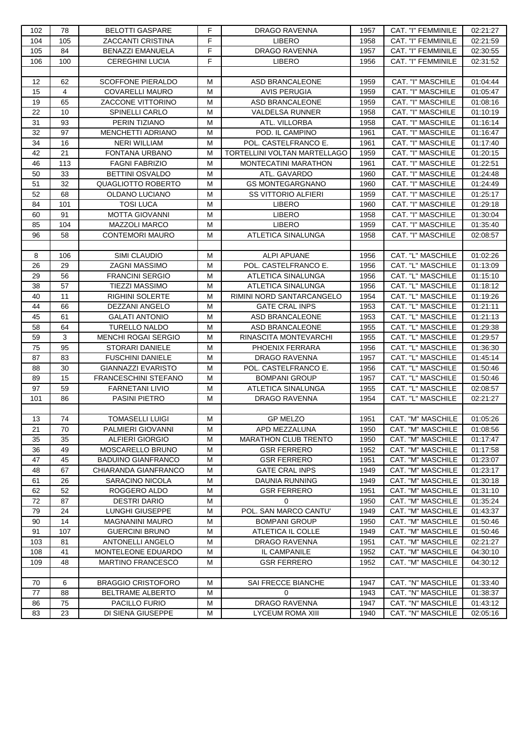| | | | | | | | |
|---|---|---|---|---|---|---|---|
| 102 | 78 | BELOTTI GASPARE | F | DRAGO RAVENNA | 1957 | CAT. "I" FEMMINILE | 02:21:27 |
| 104 | 105 | ZACCANTI CRISTINA | F | LIBERO | 1958 | CAT. "I" FEMMINILE | 02:21:59 |
| 105 | 84 | BENAZZI EMANUELA | F | DRAGO RAVENNA | 1957 | CAT. "I" FEMMINILE | 02:30:55 |
| 106 | 100 | CEREGHINI LUCIA | F | LIBERO | 1956 | CAT. "I" FEMMINILE | 02:31:52 |
| | | | | | | | |
| 12 | 62 | SCOFFONE PIERALDO | M | ASD BRANCALEONE | 1959 | CAT. "I" MASCHILE | 01:04:44 |
| 15 | 4 | COVARELLI MAURO | M | AVIS PERUGIA | 1959 | CAT. "I" MASCHILE | 01:05:47 |
| 19 | 65 | ZACCONE VITTORINO | M | ASD BRANCALEONE | 1959 | CAT. "I" MASCHILE | 01:08:16 |
| 22 | 10 | SPINELLI CARLO | M | VALDELSA RUNNER | 1958 | CAT. "I" MASCHILE | 01:10:19 |
| 31 | 93 | PERIN TIZIANO | M | ATL. VILLORBA | 1958 | CAT. "I" MASCHILE | 01:16:14 |
| 32 | 97 | MENCHETTI ADRIANO | M | POD. IL CAMPINO | 1961 | CAT. "I" MASCHILE | 01:16:47 |
| 34 | 16 | NERI WILLIAM | M | POL. CASTELFRANCO E. | 1961 | CAT. "I" MASCHILE | 01:17:40 |
| 42 | 21 | FONTANA URBANO | M | TORTELLINI VOLTAN MARTELLAGO | 1959 | CAT. "I" MASCHILE | 01:20:15 |
| 46 | 113 | FAGNI FABRIZIO | M | MONTECATINI MARATHON | 1961 | CAT. "I" MASCHILE | 01:22:51 |
| 50 | 33 | BETTINI OSVALDO | M | ATL. GAVARDO | 1960 | CAT. "I" MASCHILE | 01:24:48 |
| 51 | 32 | QUAGLIOTTO ROBERTO | M | GS MONTEGARGNANO | 1960 | CAT. "I" MASCHILE | 01:24:49 |
| 52 | 68 | OLDANO LUCIANO | M | SS VITTORIO ALFIERI | 1959 | CAT. "I" MASCHILE | 01:25:17 |
| 84 | 101 | TOSI LUCA | M | LIBERO | 1960 | CAT. "I" MASCHILE | 01:29:18 |
| 60 | 91 | MOTTA GIOVANNI | M | LIBERO | 1958 | CAT. "I" MASCHILE | 01:30:04 |
| 85 | 104 | MAZZOLI MARCO | M | LIBERO | 1959 | CAT. "I" MASCHILE | 01:35:40 |
| 96 | 58 | CONTEMORI MAURO | M | ATLETICA SINALUNGA | 1958 | CAT. "I" MASCHILE | 02:08:57 |
| | | | | | | | |
| 8 | 106 | SIMI CLAUDIO | M | ALPI APUANE | 1956 | CAT. "L" MASCHILE | 01:02:26 |
| 26 | 29 | ZAGNI MASSIMO | M | POL. CASTELFRANCO E. | 1956 | CAT. "L" MASCHILE | 01:13:09 |
| 29 | 56 | FRANCINI SERGIO | M | ATLETICA SINALUNGA | 1956 | CAT. "L" MASCHILE | 01:15:10 |
| 38 | 57 | TIEZZI MASSIMO | M | ATLETICA SINALUNGA | 1956 | CAT. "L" MASCHILE | 01:18:12 |
| 40 | 11 | RIGHINI SOLERTE | M | RIMINI NORD SANTARCANGELO | 1954 | CAT. "L" MASCHILE | 01:19:26 |
| 44 | 66 | DEZZANI ANGELO | M | GATE CRAL INPS | 1953 | CAT. "L" MASCHILE | 01:21:11 |
| 45 | 61 | GALATI ANTONIO | M | ASD BRANCALEONE | 1953 | CAT. "L" MASCHILE | 01:21:13 |
| 58 | 64 | TURELLO NALDO | M | ASD BRANCALEONE | 1955 | CAT. "L" MASCHILE | 01:29:38 |
| 59 | 3 | MENCHI ROGAI SERGIO | M | RINASCITA MONTEVARCHI | 1955 | CAT. "L" MASCHILE | 01:29:57 |
| 75 | 95 | STORARI DANIELE | M | PHOENIX FERRARA | 1956 | CAT. "L" MASCHILE | 01:36:30 |
| 87 | 83 | FUSCHINI DANIELE | M | DRAGO RAVENNA | 1957 | CAT. "L" MASCHILE | 01:45:14 |
| 88 | 30 | GIANNAZZI EVARISTO | M | POL. CASTELFRANCO E. | 1956 | CAT. "L" MASCHILE | 01:50:46 |
| 89 | 15 | FRANCESCHINI STEFANO | M | BOMPANI GROUP | 1957 | CAT. "L" MASCHILE | 01:50:46 |
| 97 | 59 | FARNETANI LIVIO | M | ATLETICA SINALUNGA | 1955 | CAT. "L" MASCHILE | 02:08:57 |
| 101 | 86 | PASINI PIETRO | M | DRAGO RAVENNA | 1954 | CAT. "L" MASCHILE | 02:21:27 |
| | | | | | | | |
| 13 | 74 | TOMASELLI LUIGI | M | GP MELZO | 1951 | CAT. "M" MASCHILE | 01:05:26 |
| 21 | 70 | PALMIERI GIOVANNI | M | APD MEZZALUNA | 1950 | CAT. "M" MASCHILE | 01:08:56 |
| 35 | 35 | ALFIERI GIORGIO | M | MARATHON CLUB TRENTO | 1950 | CAT. "M" MASCHILE | 01:17:47 |
| 36 | 49 | MOSCARELLO BRUNO | M | GSR FERRERO | 1952 | CAT. "M" MASCHILE | 01:17:58 |
| 47 | 45 | BADUINO GIANFRANCO | M | GSR FERRERO | 1951 | CAT. "M" MASCHILE | 01:23:07 |
| 48 | 67 | CHIARANDA GIANFRANCO | M | GATE CRAL INPS | 1949 | CAT. "M" MASCHILE | 01:23:17 |
| 61 | 26 | SARACINO NICOLA | M | DAUNIA RUNNING | 1949 | CAT. "M" MASCHILE | 01:30:18 |
| 62 | 52 | ROGGERO ALDO | M | GSR FERRERO | 1951 | CAT. "M" MASCHILE | 01:31:10 |
| 72 | 87 | DESTRI DARIO | M | 0 | 1950 | CAT. "M" MASCHILE | 01:35:24 |
| 79 | 24 | LUNGHI GIUSEPPE | M | POL. SAN MARCO CANTU' | 1949 | CAT. "M" MASCHILE | 01:43:37 |
| 90 | 14 | MAGNANINI MAURO | M | BOMPANI GROUP | 1950 | CAT. "M" MASCHILE | 01:50:46 |
| 91 | 107 | GUERCINI BRUNO | M | ATLETICA IL COLLE | 1949 | CAT. "M" MASCHILE | 01:50:46 |
| 103 | 81 | ANTONELLI ANGELO | M | DRAGO RAVENNA | 1951 | CAT. "M" MASCHILE | 02:21:27 |
| 108 | 41 | MONTELEONE EDUARDO | M | IL CAMPANILE | 1952 | CAT. "M" MASCHILE | 04:30:10 |
| 109 | 48 | MARTINO FRANCESCO | M | GSR FERRERO | 1952 | CAT. "M" MASCHILE | 04:30:12 |
| | | | | | | | |
| 70 | 6 | BRAGGIO CRISTOFORO | M | SAI FRECCE BIANCHE | 1947 | CAT. "N" MASCHILE | 01:33:40 |
| 77 | 88 | BELTRAME ALBERTO | M | 0 | 1943 | CAT. "N" MASCHILE | 01:38:37 |
| 86 | 75 | PACILLO FURIO | M | DRAGO RAVENNA | 1947 | CAT. "N" MASCHILE | 01:43:12 |
| 83 | 23 | DI SIENA GIUSEPPE | M | LYCEUM ROMA XIII | 1940 | CAT. "N" MASCHILE | 02:05:16 |